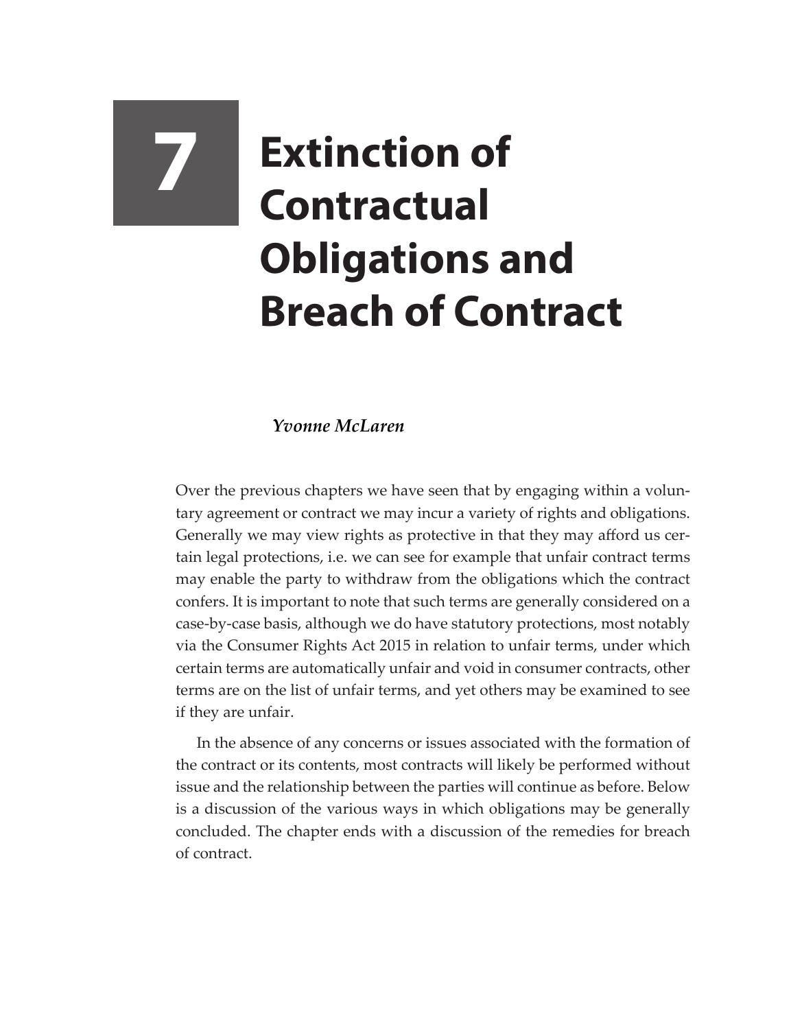# 7 Extinction of Contractual Obligations and Breach of Contract

*Yvonne McLaren*

Over the previous chapters we have seen that by engaging within a voluntary agreement or contract we may incur a variety of rights and obligations. Generally we may view rights as protective in that they may afford us certain legal protections, i.e. we can see for example that unfair contract terms may enable the party to withdraw from the obligations which the contract confers. It is important to note that such terms are generally considered on a case-by-case basis, although we do have statutory protections, most notably via the Consumer Rights Act 2015 in relation to unfair terms, under which certain terms are automatically unfair and void in consumer contracts, other terms are on the list of unfair terms, and yet others may be examined to see if they are unfair.

In the absence of any concerns or issues associated with the formation of the contract or its contents, most contracts will likely be performed without issue and the relationship between the parties will continue as before. Below is a discussion of the various ways in which obligations may be generally concluded. The chapter ends with a discussion of the remedies for breach of contract.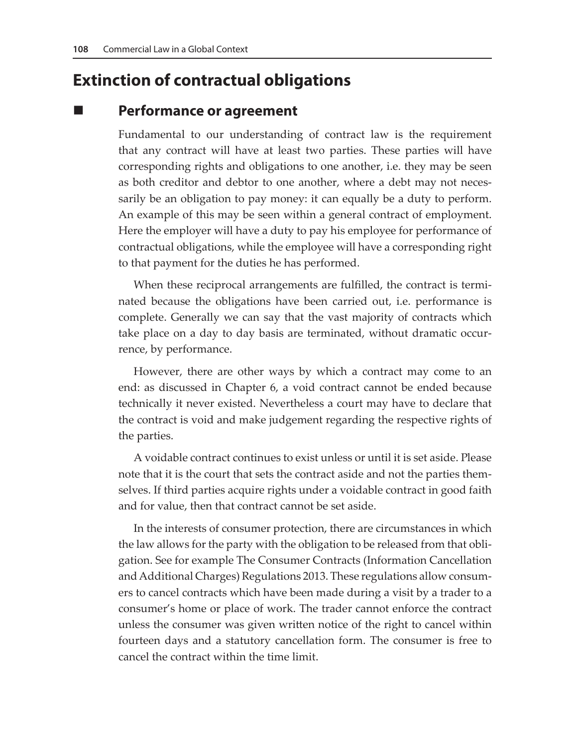# Extinction of contractual obligations

## Performance or agreement

Fundamental to our understanding of contract law is the requirement that any contract will have at least two parties. These parties will have corresponding rights and obligations to one another, i.e. they may be seen as both creditor and debtor to one another, where a debt may not necessarily be an obligation to pay money: it can equally be a duty to perform. An example of this may be seen within a general contract of employment. Here the employer will have a duty to pay his employee for performance of contractual obligations, while the employee will have a corresponding right to that payment for the duties he has performed.

When these reciprocal arrangements are fulfilled, the contract is terminated because the obligations have been carried out, i.e. performance is complete. Generally we can say that the vast majority of contracts which take place on a day to day basis are terminated, without dramatic occurrence, by performance.

However, there are other ways by which a contract may come to an end: as discussed in Chapter 6, a void contract cannot be ended because technically it never existed. Nevertheless a court may have to declare that the contract is void and make judgement regarding the respective rights of the parties.

A voidable contract continues to exist unless or until it is set aside. Please note that it is the court that sets the contract aside and not the parties themselves. If third parties acquire rights under a voidable contract in good faith and for value, then that contract cannot be set aside.

In the interests of consumer protection, there are circumstances in which the law allows for the party with the obligation to be released from that obligation. See for example The Consumer Contracts (Information Cancellation and Additional Charges) Regulations 2013. These regulations allow consumers to cancel contracts which have been made during a visit by a trader to a consumer's home or place of work. The trader cannot enforce the contract unless the consumer was given written notice of the right to cancel within fourteen days and a statutory cancellation form. The consumer is free to cancel the contract within the time limit.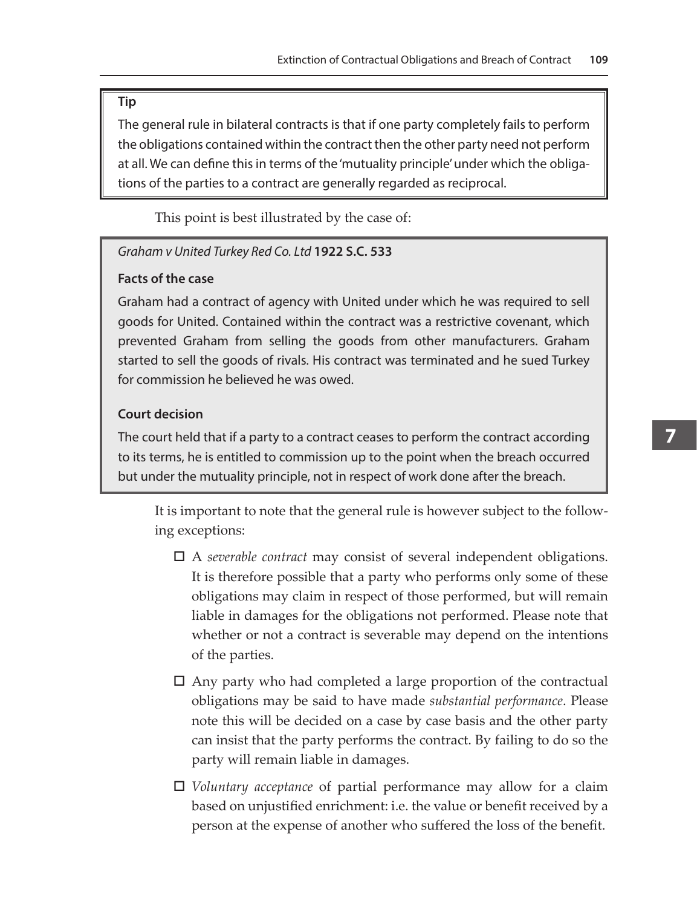**Tip**

The general rule in bilateral contracts is that if one party completely fails to perform the obligations contained within the contract then the other party need not perform at all. We can define this in terms of the 'mutuality principle' under which the obligations of the parties to a contract are generally regarded as reciprocal.

This point is best illustrated by the case of:

*Graham v United Turkey Red Co. Ltd* **1922 S.C. 533**

**Facts of the case**

Graham had a contract of agency with United under which he was required to sell goods for United. Contained within the contract was a restrictive covenant, which prevented Graham from selling the goods from other manufacturers. Graham started to sell the goods of rivals. His contract was terminated and he sued Turkey for commission he believed he was owed.

**Court decision**

The court held that if a party to a contract ceases to perform the contract according to its terms, he is entitled to commission up to the point when the breach occurred but under the mutuality principle, not in respect of work done after the breach.

It is important to note that the general rule is however subject to the following exceptions:

- A *severable contract* may consist of several independent obligations. It is therefore possible that a party who performs only some of these obligations may claim in respect of those performed, but will remain liable in damages for the obligations not performed. Please note that whether or not a contract is severable may depend on the intentions of the parties.
- Any party who had completed a large proportion of the contractual obligations may be said to have made *substantial performance*. Please note this will be decided on a case by case basis and the other party can insist that the party performs the contract. By failing to do so the party will remain liable in damages.
- *Voluntary acceptance* of partial performance may allow for a claim based on unjustified enrichment: i.e. the value or benefit received by a person at the expense of another who suffered the loss of the benefit.